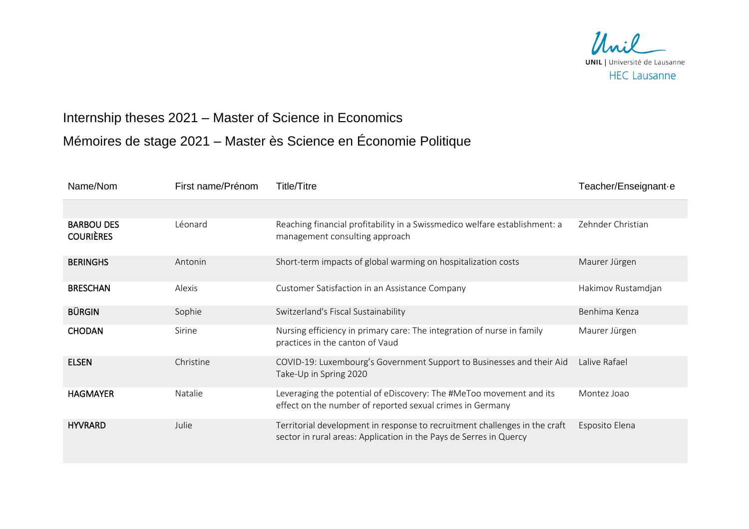Unil
UNIL | Université de Lausanne
HEC Lausanne

# Internship theses 2021 – Master of Science in Economics

# Mémoires de stage 2021 – Master ès Science en Économie Politique

| Name/Nom | First name/Prénom | Title/Titre | Teacher/Enseignant·e |
|---|---|---|---|
| **BARBOU DES COURIÈRES** | Léonard | Reaching financial profitability in a Swissmedico welfare establishment: a management consulting approach | Zehnder Christian |
| **BERINGHS** | Antonin | Short-term impacts of global warming on hospitalization costs | Maurer Jürgen |
| **BRESCHAN** | Alexis | Customer Satisfaction in an Assistance Company | Hakimov Rustamdjan |
| **BÜRGIN** | Sophie | Switzerland's Fiscal Sustainability | Benhima Kenza |
| **CHODAN** | Sirine | Nursing efficiency in primary care: The integration of nurse in family practices in the canton of Vaud | Maurer Jürgen |
| **ELSEN** | Christine | COVID-19: Luxembourg's Government Support to Businesses and their Aid Take-Up in Spring 2020 | Lalive Rafael |
| **HAGMAYER** | Natalie | Leveraging the potential of eDiscovery: The #MeToo movement and its effect on the number of reported sexual crimes in Germany | Montez Joao |
| **HYVRARD** | Julie | Territorial development in response to recruitment challenges in the craft sector in rural areas: Application in the Pays de Serres in Quercy | Esposito Elena |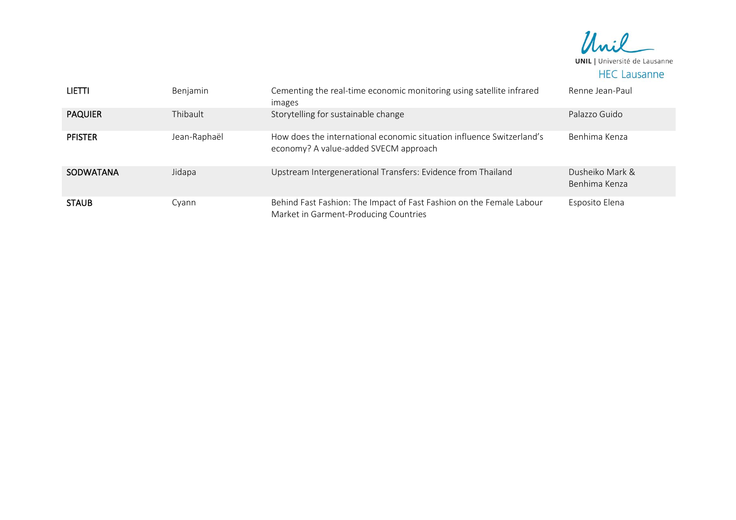| | | | |
|---|---|---|---|
| **LIETTI** | Benjamin | Cementing the real-time economic monitoring using satellite infrared images | Renne Jean-Paul |
| **PAQUIER** | Thibault | Storytelling for sustainable change | Palazzo Guido |
| **PFISTER** | Jean-Raphaël | How does the international economic situation influence Switzerland's economy? A value-added SVECM approach | Benhima Kenza |
| **SODWATANA** | Jidapa | Upstream Intergenerational Transfers: Evidence from Thailand | Dusheiko Mark & Benhima Kenza |
| **STAUB** | Cyann | Behind Fast Fashion: The Impact of Fast Fashion on the Female Labour Market in Garment-Producing Countries | Esposito Elena |